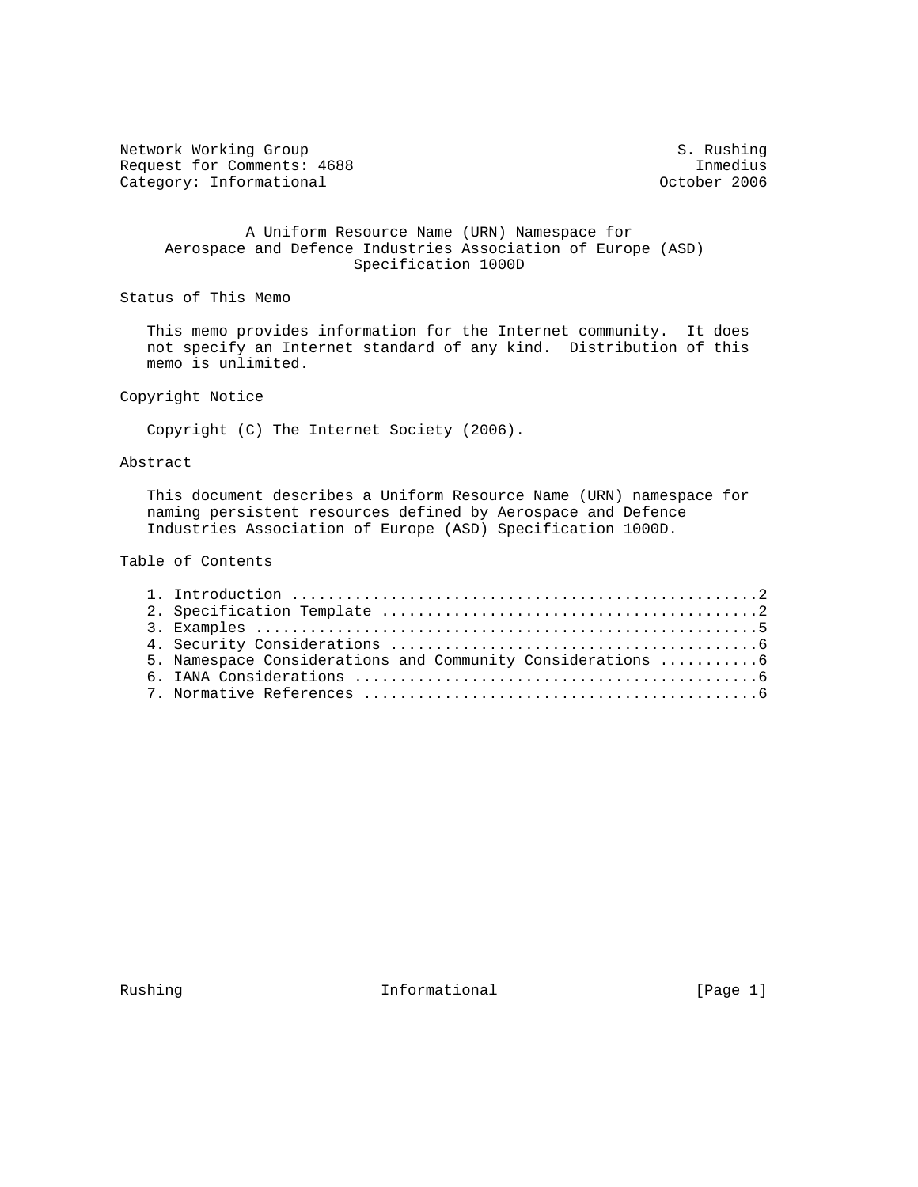Network Working Group S. Rushing
Request for Comments: 4688 Inmedius
Category: Informational October 2006

# A Uniform Resource Name (URN) Namespace for Aerospace and Defence Industries Association of Europe (ASD) Specification 1000D

## Status of This Memo

This memo provides information for the Internet community. It does not specify an Internet standard of any kind. Distribution of this memo is unlimited.

## Copyright Notice

Copyright (C) The Internet Society (2006).

## Abstract

This document describes a Uniform Resource Name (URN) namespace for naming persistent resources defined by Aerospace and Defence Industries Association of Europe (ASD) Specification 1000D.

## Table of Contents

1. Introduction ....................................................2
2. Specification Template .........................................2
3. Examples ........................................................5
4. Security Considerations ........................................6
5. Namespace Considerations and Community Considerations ...........6
6. IANA Considerations ............................................6
7. Normative References ...........................................6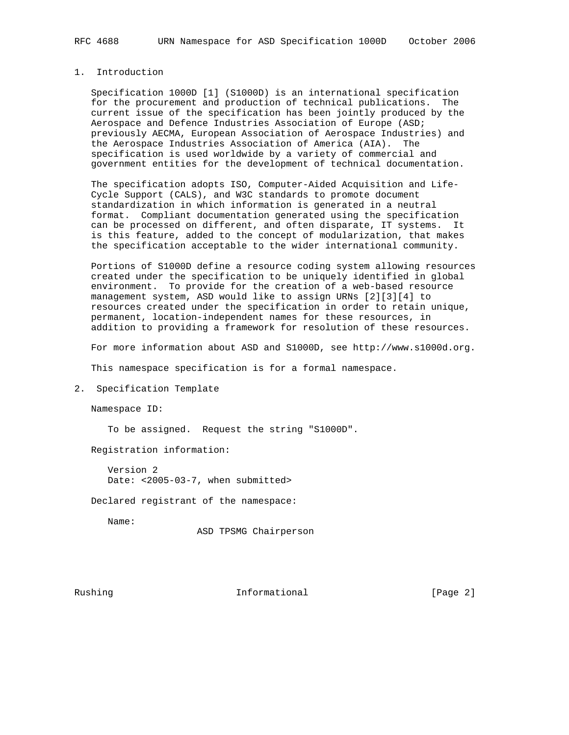## 1. Introduction

Specification 1000D [1] (S1000D) is an international specification for the procurement and production of technical publications. The current issue of the specification has been jointly produced by the Aerospace and Defence Industries Association of Europe (ASD; previously AECMA, European Association of Aerospace Industries) and the Aerospace Industries Association of America (AIA). The specification is used worldwide by a variety of commercial and government entities for the development of technical documentation.

The specification adopts ISO, Computer-Aided Acquisition and Life-Cycle Support (CALS), and W3C standards to promote document standardization in which information is generated in a neutral format. Compliant documentation generated using the specification can be processed on different, and often disparate, IT systems. It is this feature, added to the concept of modularization, that makes the specification acceptable to the wider international community.

Portions of S1000D define a resource coding system allowing resources created under the specification to be uniquely identified in global environment. To provide for the creation of a web-based resource management system, ASD would like to assign URNs [2][3][4] to resources created under the specification in order to retain unique, permanent, location-independent names for these resources, in addition to providing a framework for resolution of these resources.

For more information about ASD and S1000D, see http://www.s1000d.org.

This namespace specification is for a formal namespace.

## 2. Specification Template

Namespace ID:

To be assigned. Request the string "S1000D".

Registration information:

Version 2
Date: <2005-03-7, when submitted>

Declared registrant of the namespace:

Name:
ASD TPSMG Chairperson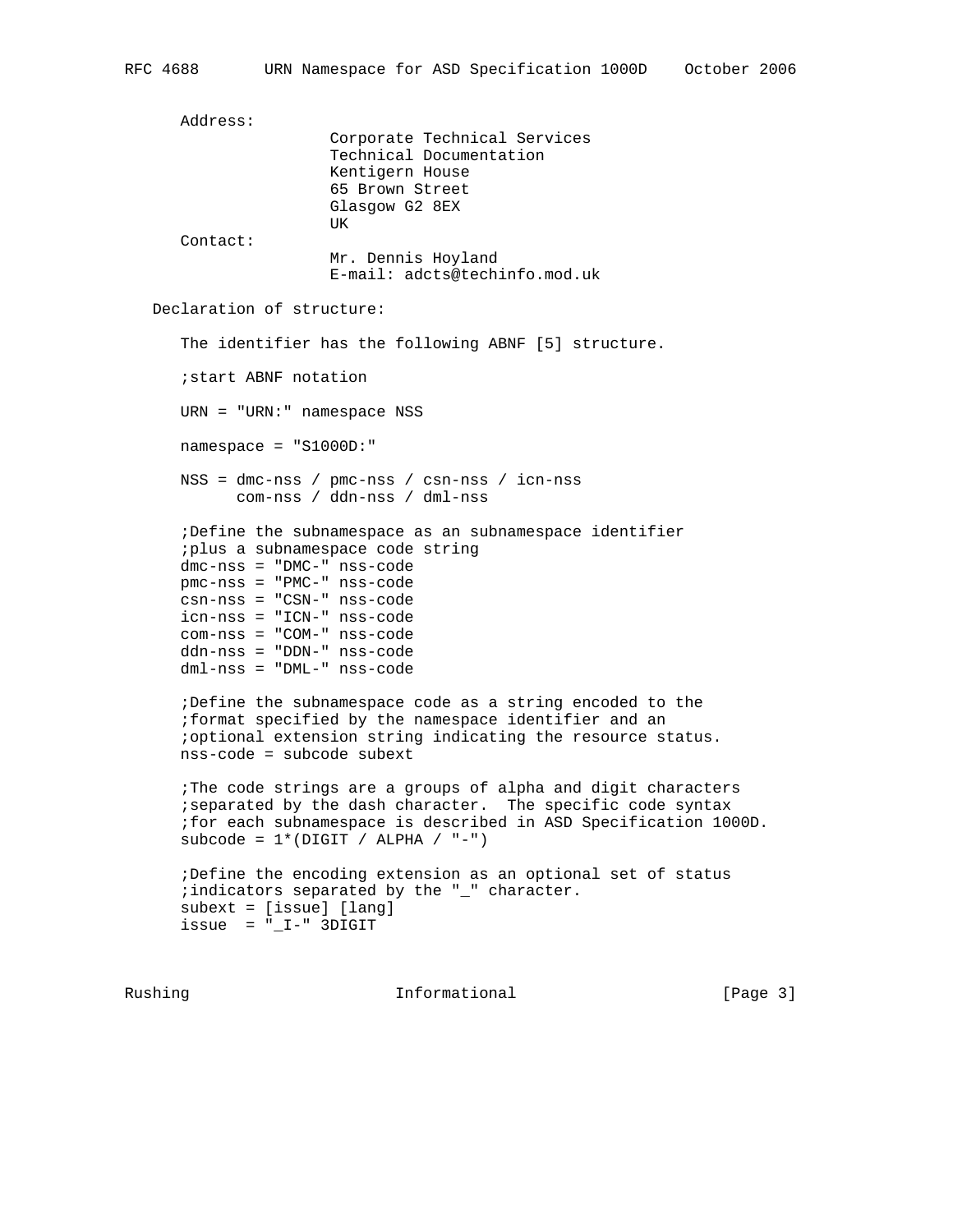Address:

Corporate Technical Services
Technical Documentation
Kentigern House
65 Brown Street
Glasgow G2 8EX
UK

Contact:

Mr. Dennis Hoyland
E-mail: adcts@techinfo.mod.uk

Declaration of structure:

The identifier has the following ABNF [5] structure.

```
;start ABNF notation

URN = "URN:" namespace NSS

namespace = "S1000D:"

NSS = dmc-nss / pmc-nss / csn-nss / icn-nss
      com-nss / ddn-nss / dml-nss

;Define the subnamespace as an subnamespace identifier
;plus a subnamespace code string
dmc-nss = "DMC-" nss-code
pmc-nss = "PMC-" nss-code
csn-nss = "CSN-" nss-code
icn-nss = "ICN-" nss-code
com-nss = "COM-" nss-code
ddn-nss = "DDN-" nss-code
dml-nss = "DML-" nss-code

;Define the subnamespace code as a string encoded to the
;format specified by the namespace identifier and an
;optional extension string indicating the resource status.
nss-code = subcode subext

;The code strings are a groups of alpha and digit characters
;separated by the dash character.  The specific code syntax
;for each subnamespace is described in ASD Specification 1000D.
subcode = 1*(DIGIT / ALPHA / "-")

;Define the encoding extension as an optional set of status
;indicators separated by the "_" character.
subext = [issue] [lang]
issue  = "_I-" 3DIGIT
```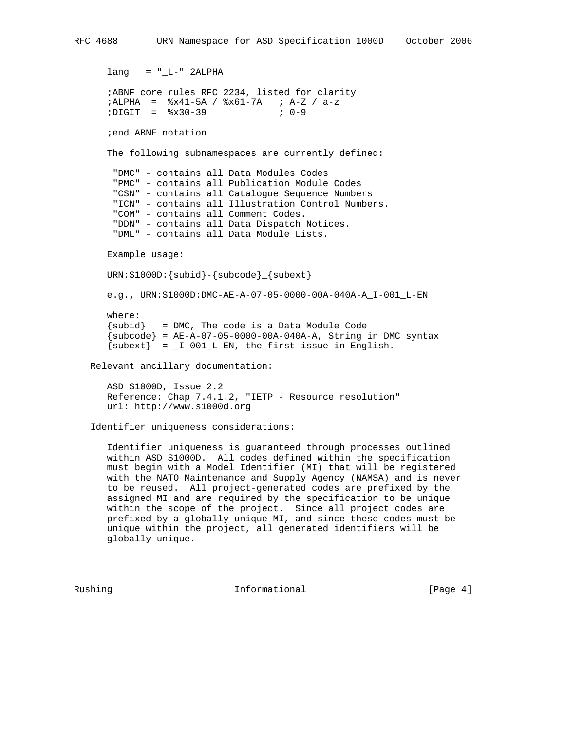```
lang   = "_L-" 2ALPHA

;ABNF core rules RFC 2234, listed for clarity
;ALPHA  =  %x41-5A / %x61-7A   ; A-Z / a-z
;DIGIT  =  %x30-39             ; 0-9

;end ABNF notation
```

The following subnamespaces are currently defined:

- "DMC" - contains all Data Modules Codes
- "PMC" - contains all Publication Module Codes
- "CSN" - contains all Catalogue Sequence Numbers
- "ICN" - contains all Illustration Control Numbers.
- "COM" - contains all Comment Codes.
- "DDN" - contains all Data Dispatch Notices.
- "DML" - contains all Data Module Lists.

Example usage:

```
URN:S1000D:{subid}-{subcode}_{subext}

e.g., URN:S1000D:DMC-AE-A-07-05-0000-00A-040A-A_I-001_L-EN

where:
{subid}   = DMC, The code is a Data Module Code
{subcode} = AE-A-07-05-0000-00A-040A-A, String in DMC syntax
{subext}  = _I-001_L-EN, the first issue in English.
```

Relevant ancillary documentation:

ASD S1000D, Issue 2.2
Reference: Chap 7.4.1.2, "IETP - Resource resolution"
url: http://www.s1000d.org

Identifier uniqueness considerations:

Identifier uniqueness is guaranteed through processes outlined within ASD S1000D. All codes defined within the specification must begin with a Model Identifier (MI) that will be registered with the NATO Maintenance and Supply Agency (NAMSA) and is never to be reused. All project-generated codes are prefixed by the assigned MI and are required by the specification to be unique within the scope of the project. Since all project codes are prefixed by a globally unique MI, and since these codes must be unique within the project, all generated identifiers will be globally unique.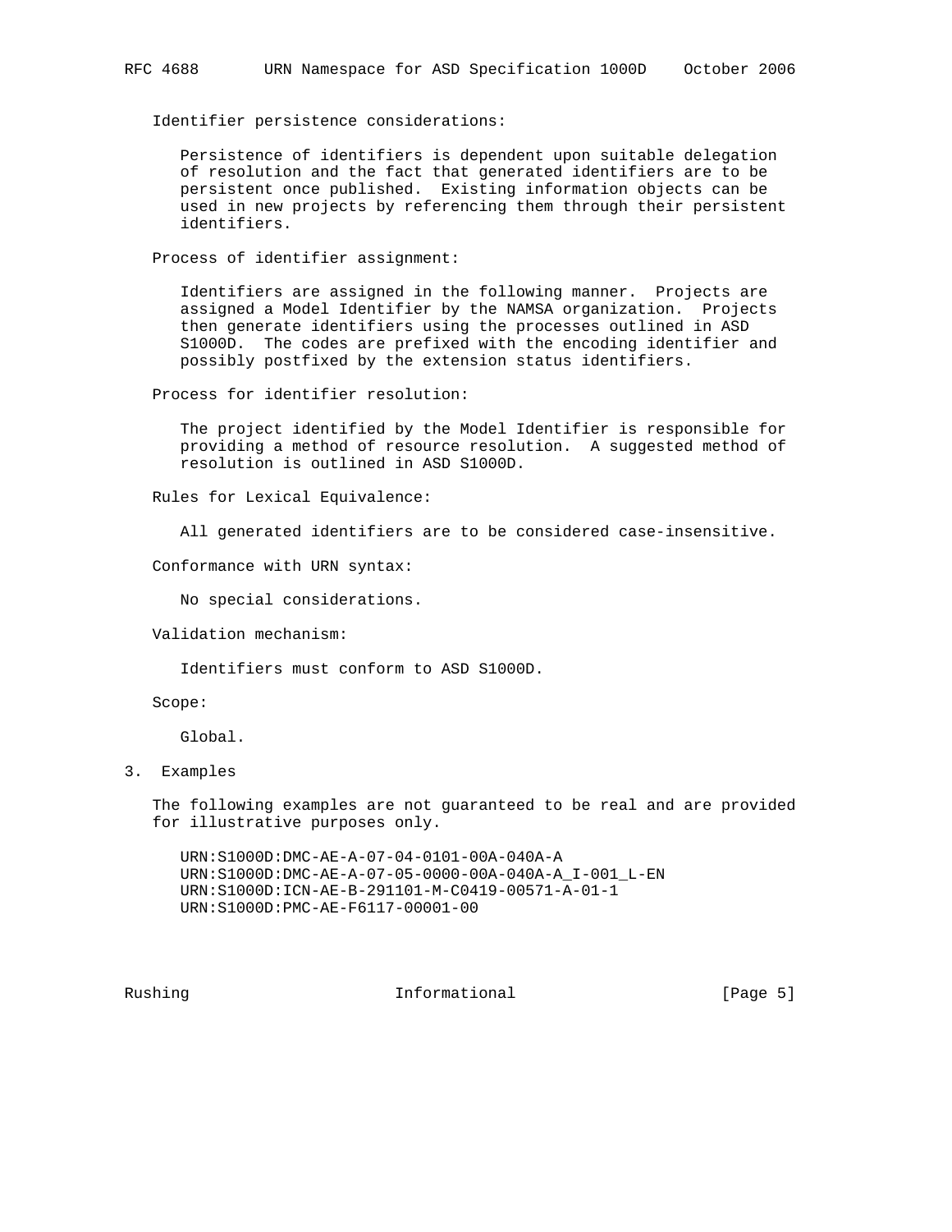Identifier persistence considerations:

Persistence of identifiers is dependent upon suitable delegation of resolution and the fact that generated identifiers are to be persistent once published. Existing information objects can be used in new projects by referencing them through their persistent identifiers.

Process of identifier assignment:

Identifiers are assigned in the following manner. Projects are assigned a Model Identifier by the NAMSA organization. Projects then generate identifiers using the processes outlined in ASD S1000D. The codes are prefixed with the encoding identifier and possibly postfixed by the extension status identifiers.

Process for identifier resolution:

The project identified by the Model Identifier is responsible for providing a method of resource resolution. A suggested method of resolution is outlined in ASD S1000D.

Rules for Lexical Equivalence:

All generated identifiers are to be considered case-insensitive.

Conformance with URN syntax:

No special considerations.

Validation mechanism:

Identifiers must conform to ASD S1000D.

Scope:

Global.

## 3. Examples

The following examples are not guaranteed to be real and are provided for illustrative purposes only.

```
URN:S1000D:DMC-AE-A-07-04-0101-00A-040A-A
URN:S1000D:DMC-AE-A-07-05-0000-00A-040A-A_I-001_L-EN
URN:S1000D:ICN-AE-B-291101-M-C0419-00571-A-01-1
URN:S1000D:PMC-AE-F6117-00001-00
```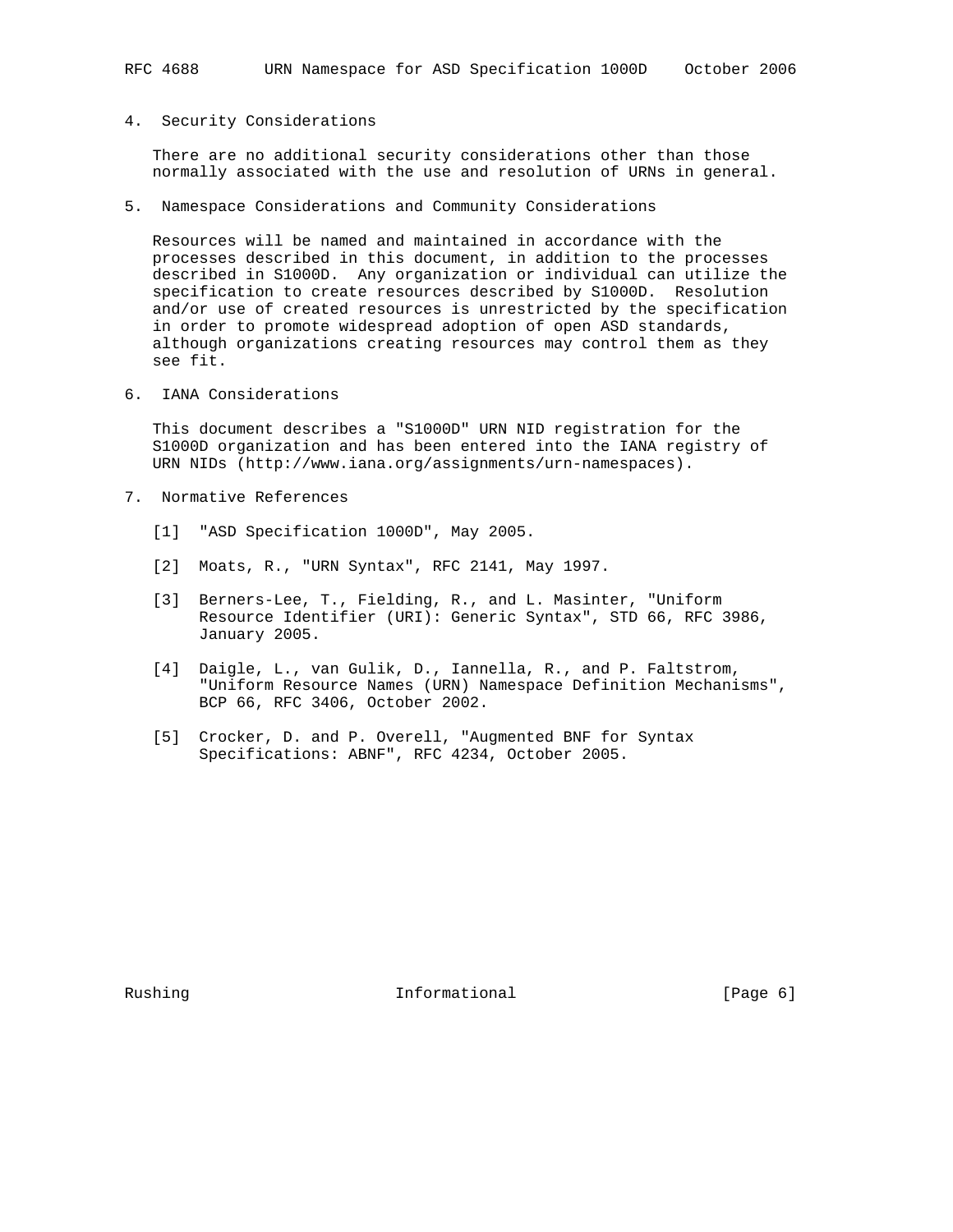## 4. Security Considerations

There are no additional security considerations other than those normally associated with the use and resolution of URNs in general.

## 5. Namespace Considerations and Community Considerations

Resources will be named and maintained in accordance with the processes described in this document, in addition to the processes described in S1000D. Any organization or individual can utilize the specification to create resources described by S1000D. Resolution and/or use of created resources is unrestricted by the specification in order to promote widespread adoption of open ASD standards, although organizations creating resources may control them as they see fit.

## 6. IANA Considerations

This document describes a "S1000D" URN NID registration for the S1000D organization and has been entered into the IANA registry of URN NIDs (http://www.iana.org/assignments/urn-namespaces).

## 7. Normative References

[1] "ASD Specification 1000D", May 2005.

[2] Moats, R., "URN Syntax", RFC 2141, May 1997.

[3] Berners-Lee, T., Fielding, R., and L. Masinter, "Uniform Resource Identifier (URI): Generic Syntax", STD 66, RFC 3986, January 2005.

[4] Daigle, L., van Gulik, D., Iannella, R., and P. Faltstrom, "Uniform Resource Names (URN) Namespace Definition Mechanisms", BCP 66, RFC 3406, October 2002.

[5] Crocker, D. and P. Overell, "Augmented BNF for Syntax Specifications: ABNF", RFC 4234, October 2005.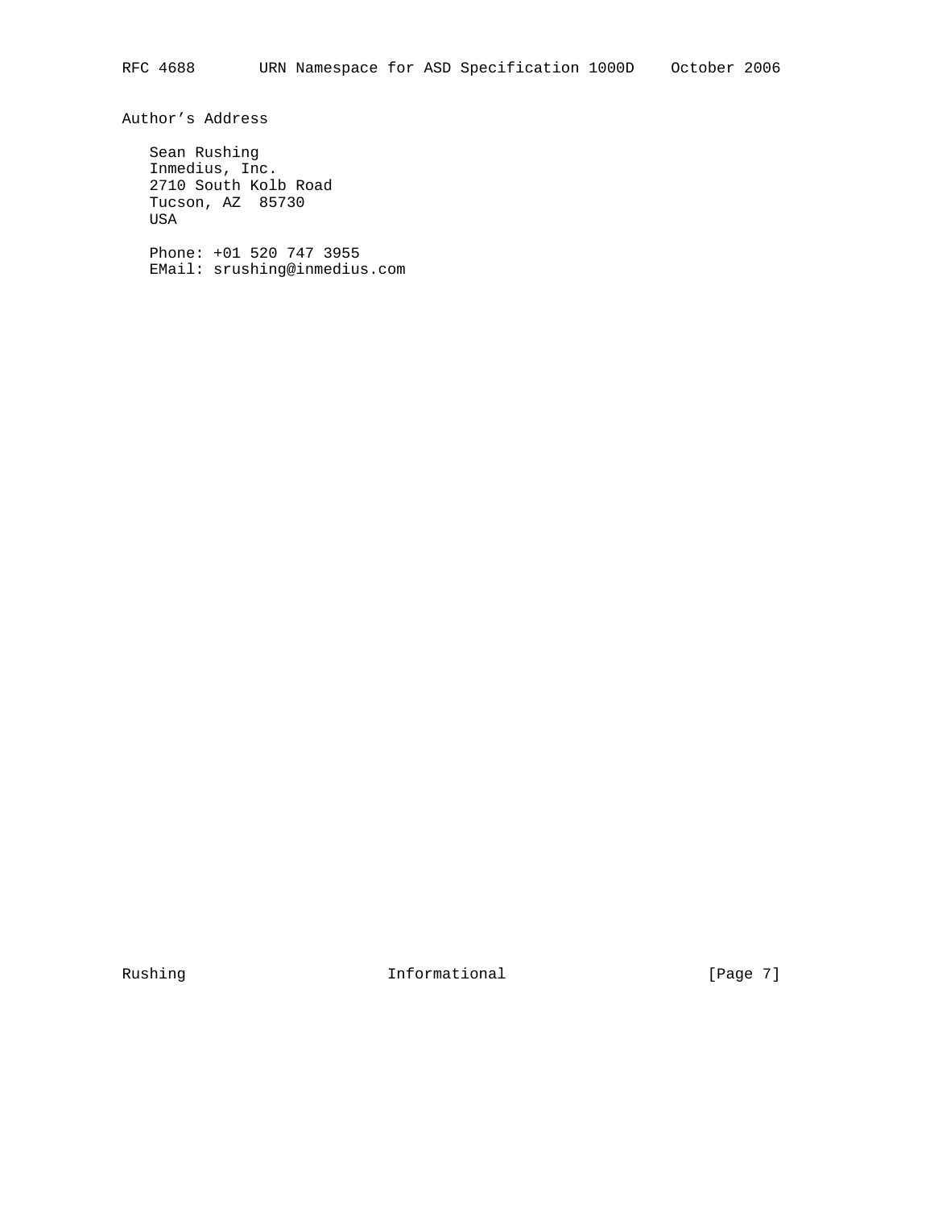## Author's Address

Sean Rushing
Inmedius, Inc.
2710 South Kolb Road
Tucson, AZ  85730
USA

Phone: +01 520 747 3955
EMail: srushing@inmedius.com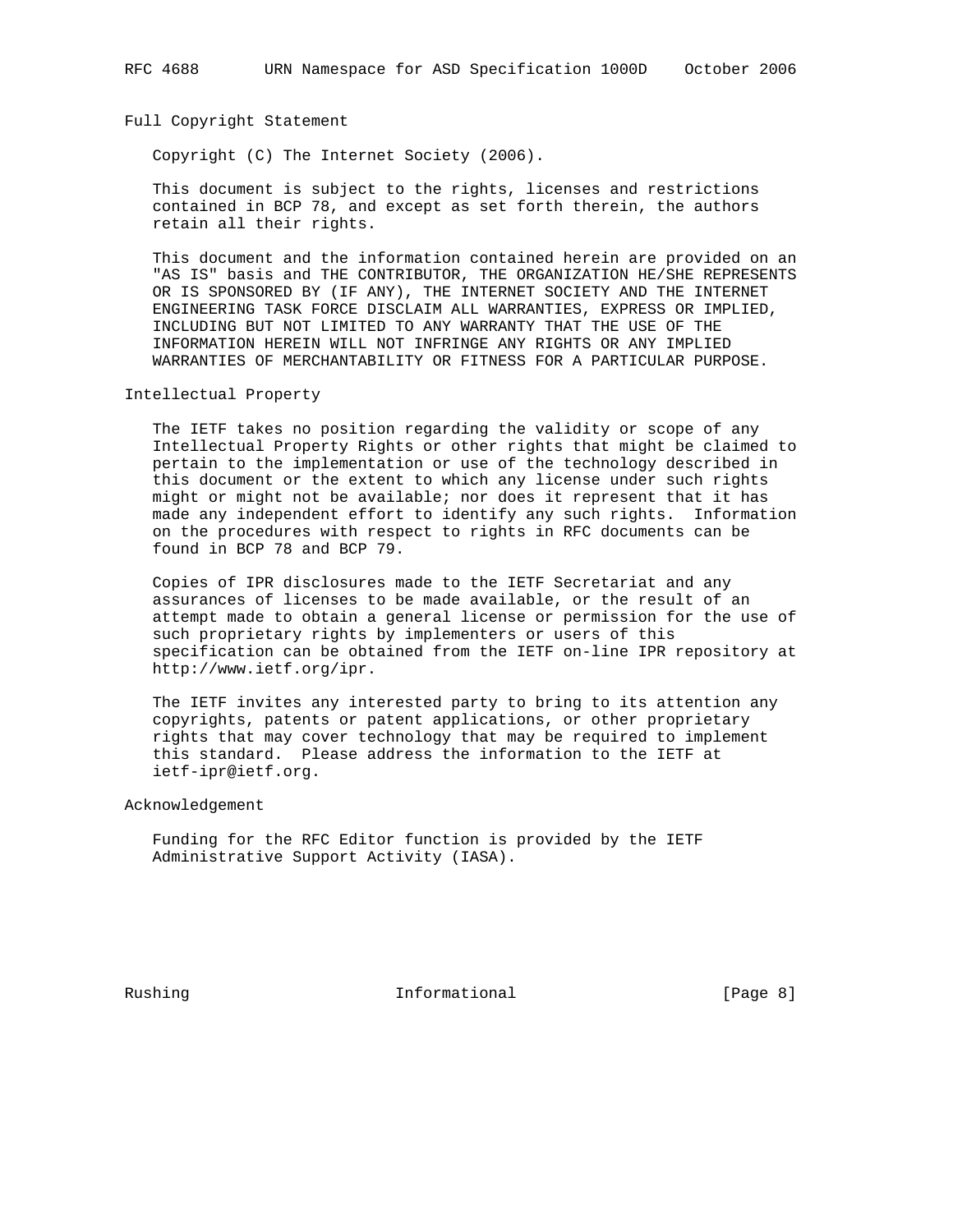## Full Copyright Statement

Copyright (C) The Internet Society (2006).

This document is subject to the rights, licenses and restrictions contained in BCP 78, and except as set forth therein, the authors retain all their rights.

This document and the information contained herein are provided on an "AS IS" basis and THE CONTRIBUTOR, THE ORGANIZATION HE/SHE REPRESENTS OR IS SPONSORED BY (IF ANY), THE INTERNET SOCIETY AND THE INTERNET ENGINEERING TASK FORCE DISCLAIM ALL WARRANTIES, EXPRESS OR IMPLIED, INCLUDING BUT NOT LIMITED TO ANY WARRANTY THAT THE USE OF THE INFORMATION HEREIN WILL NOT INFRINGE ANY RIGHTS OR ANY IMPLIED WARRANTIES OF MERCHANTABILITY OR FITNESS FOR A PARTICULAR PURPOSE.

## Intellectual Property

The IETF takes no position regarding the validity or scope of any Intellectual Property Rights or other rights that might be claimed to pertain to the implementation or use of the technology described in this document or the extent to which any license under such rights might or might not be available; nor does it represent that it has made any independent effort to identify any such rights. Information on the procedures with respect to rights in RFC documents can be found in BCP 78 and BCP 79.

Copies of IPR disclosures made to the IETF Secretariat and any assurances of licenses to be made available, or the result of an attempt made to obtain a general license or permission for the use of such proprietary rights by implementers or users of this specification can be obtained from the IETF on-line IPR repository at http://www.ietf.org/ipr.

The IETF invites any interested party to bring to its attention any copyrights, patents or patent applications, or other proprietary rights that may cover technology that may be required to implement this standard. Please address the information to the IETF at ietf-ipr@ietf.org.

## Acknowledgement

Funding for the RFC Editor function is provided by the IETF Administrative Support Activity (IASA).